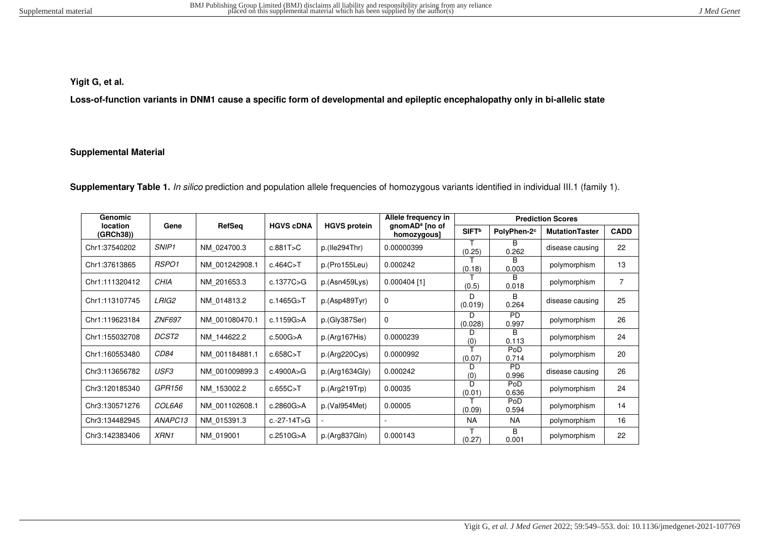**Yigit G, et al.**

**Loss-of-function variants in DNM1 cause a specific form of developmental and epileptic encephalopathy only in bi-allelic state**

**Supplemental Material**

**Supplementary Table 1.** *In silico* prediction and population allele frequencies of homozygous variants identified in individual III.1 (family 1).

| Genomic location (GRCh38)) | Gene | RefSeq | HGVS cDNA | HGVS protein | Allele frequency in gnomAD[a] [no of homozygous] | Prediction Scores | | | |
|---|---|---|---|---|---|---|---|---|---|
| | | | | | | SIFT[b] | PolyPhen-2[c] | MutationTaster | CADD |
| Chr1:37540202 | *SNIP1* | NM_024700.3 | c.881T>C | p.(Ile294Thr) | 0.00000399 | T (0.25) | B 0.262 | disease causing | 22 |
| Chr1:37613865 | *RSPO1* | NM_001242908.1 | c.464C>T | p.(Pro155Leu) | 0.000242 | T (0.18) | B 0.003 | polymorphism | 13 |
| Chr1:111320412 | *CHIA* | NM_201653.3 | c.1377C>G | p.(Asn459Lys) | 0.000404 [1] | T (0.5) | B 0.018 | polymorphism | 7 |
| Chr1:113107745 | *LRIG2* | NM_014813.2 | c.1465G>T | p.(Asp489Tyr) | 0 | D (0.019) | B 0.264 | disease causing | 25 |
| Chr1:119623184 | *ZNF697* | NM_001080470.1 | c.1159G>A | p.(Gly387Ser) | 0 | D (0.028) | PD 0.997 | polymorphism | 26 |
| Chr1:155032708 | *DCST2* | NM_144622.2 | c.500G>A | p.(Arg167His) | 0.0000239 | D (0) | B 0.113 | polymorphism | 24 |
| Chr1:160553480 | *CD84* | NM_001184881.1 | c.658C>T | p.(Arg220Cys) | 0.0000992 | T (0.07) | PoD 0.714 | polymorphism | 20 |
| Chr3:113656782 | *USF3* | NM_001009899.3 | c.4900A>G | p.(Arg1634Gly) | 0.000242 | D (0) | PD 0.996 | disease causing | 26 |
| Chr3:120185340 | *GPR156* | NM_153002.2 | c.655C>T | p.(Arg219Trp) | 0.00035 | D (0.01) | PoD 0.636 | polymorphism | 24 |
| Chr3:130571276 | *COL6A6* | NM_001102608.1 | c.2860G>A | p.(Val954Met) | 0.00005 | T (0.09) | PoD 0.594 | polymorphism | 14 |
| Chr3:134482945 | *ANAPC13* | NM_015391.3 | c.-27-14T>G | - | - | NA | NA | polymorphism | 16 |
| Chr3:142383406 | *XRN1* | NM_019001 | c.2510G>A | p.(Arg837Gln) | 0.000143 | T (0.27) | B 0.001 | polymorphism | 22 |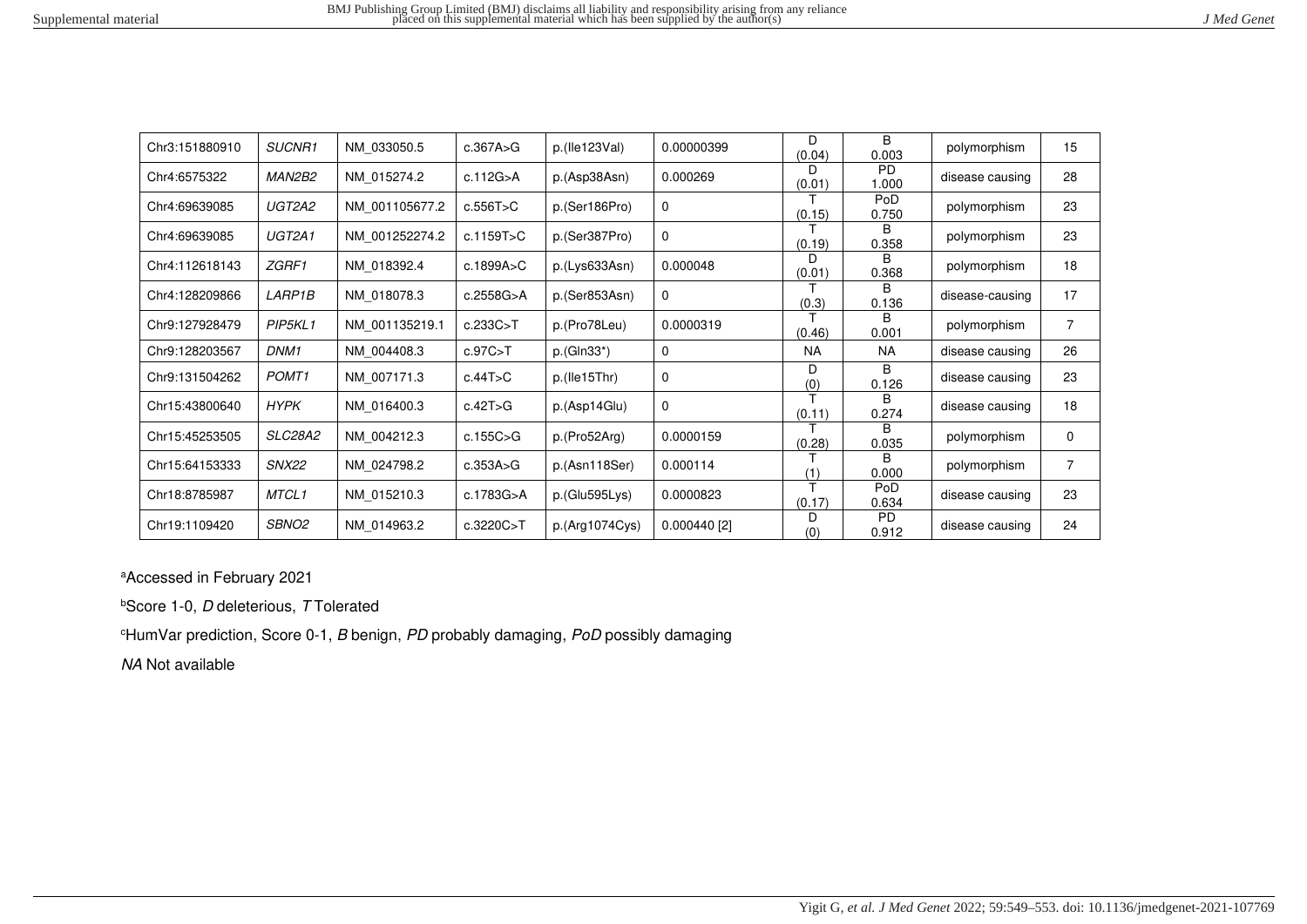| | | | | | | | | | |
|---|---|---|---|---|---|---|---|---|---|
| Chr3:151880910 | *SUCNR1* | NM_033050.5 | c.367A>G | p.(Ile123Val) | 0.00000399 | D (0.04) | B 0.003 | polymorphism | 15 |
| Chr4:6575322 | *MAN2B2* | NM_015274.2 | c.112G>A | p.(Asp38Asn) | 0.000269 | D (0.01) | PD 1.000 | disease causing | 28 |
| Chr4:69639085 | *UGT2A2* | NM_001105677.2 | c.556T>C | p.(Ser186Pro) | 0 | T (0.15) | PoD 0.750 | polymorphism | 23 |
| Chr4:69639085 | *UGT2A1* | NM_001252274.2 | c.1159T>C | p.(Ser387Pro) | 0 | T (0.19) | B 0.358 | polymorphism | 23 |
| Chr4:112618143 | *ZGRF1* | NM_018392.4 | c.1899A>C | p.(Lys633Asn) | 0.000048 | D (0.01) | B 0.368 | polymorphism | 18 |
| Chr4:128209866 | *LARP1B* | NM_018078.3 | c.2558G>A | p.(Ser853Asn) | 0 | T (0.3) | B 0.136 | disease-causing | 17 |
| Chr9:127928479 | *PIP5KL1* | NM_001135219.1 | c.233C>T | p.(Pro78Leu) | 0.0000319 | T (0.46) | B 0.001 | polymorphism | 7 |
| Chr9:128203567 | *DNM1* | NM_004408.3 | c.97C>T | p.(Gln33*) | 0 | NA | NA | disease causing | 26 |
| Chr9:131504262 | *POMT1* | NM_007171.3 | c.44T>C | p.(Ile15Thr) | 0 | D (0) | B 0.126 | disease causing | 23 |
| Chr15:43800640 | *HYPK* | NM_016400.3 | c.42T>G | p.(Asp14Glu) | 0 | T (0.11) | B 0.274 | disease causing | 18 |
| Chr15:45253505 | *SLC28A2* | NM_004212.3 | c.155C>G | p.(Pro52Arg) | 0.0000159 | T (0.28) | B 0.035 | polymorphism | 0 |
| Chr15:64153333 | *SNX22* | NM_024798.2 | c.353A>G | p.(Asn118Ser) | 0.000114 | T (1) | B 0.000 | polymorphism | 7 |
| Chr18:8785987 | *MTCL1* | NM_015210.3 | c.1783G>A | p.(Glu595Lys) | 0.0000823 | T (0.17) | PoD 0.634 | disease causing | 23 |
| Chr19:1109420 | *SBNO2* | NM_014963.2 | c.3220C>T | p.(Arg1074Cys) | 0.000440 [2] | D (0) | PD 0.912 | disease causing | 24 |

[a]Accessed in February 2021

[b]Score 1-0, *D* deleterious, *T* Tolerated

[c]HumVar prediction, Score 0-1, *B* benign, *PD* probably damaging, *PoD* possibly damaging

*NA* Not available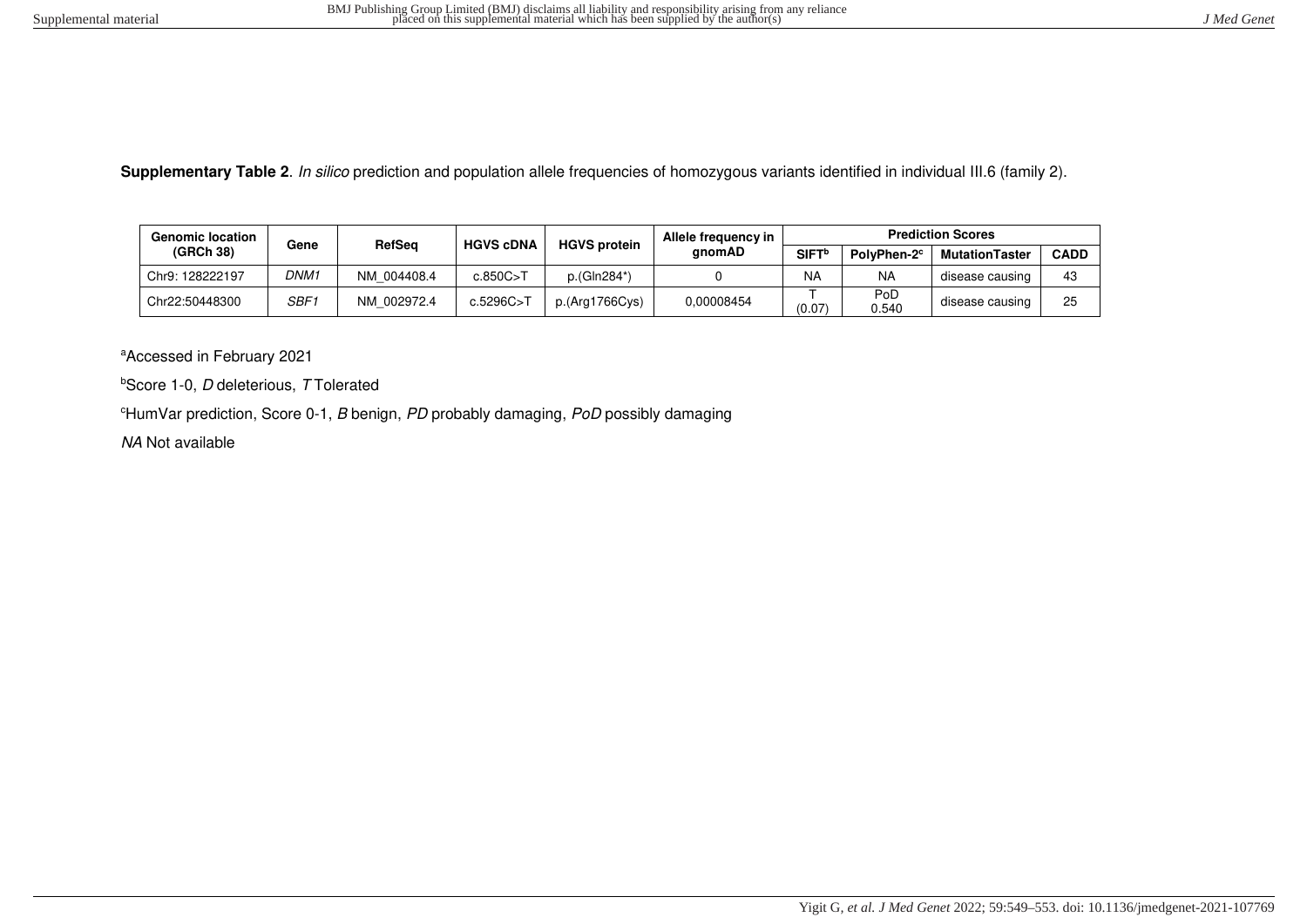**Supplementary Table 2**. *In silico* prediction and population allele frequencies of homozygous variants identified in individual III.6 (family 2).

| Genomic location (GRCh 38) | Gene | RefSeq | HGVS cDNA | HGVS protein | Allele frequency in gnomAD | Prediction Scores | | | |
|---|---|---|---|---|---|---|---|---|---|
| | | | | | | SIFT[b] | PolyPhen-2[c] | MutationTaster | CADD |
| Chr9: 128222197 | *DNM1* | NM_004408.4 | c.850C>T | p.(Gln284*) | 0 | NA | NA | disease causing | 43 |
| Chr22:50448300 | *SBF1* | NM_002972.4 | c.5296C>T | p.(Arg1766Cys) | 0,00008454 | T (0.07) | PoD 0.540 | disease causing | 25 |

[a]Accessed in February 2021

[b]Score 1-0, *D* deleterious, *T* Tolerated

[c]HumVar prediction, Score 0-1, *B* benign, *PD* probably damaging, *PoD* possibly damaging

*NA* Not available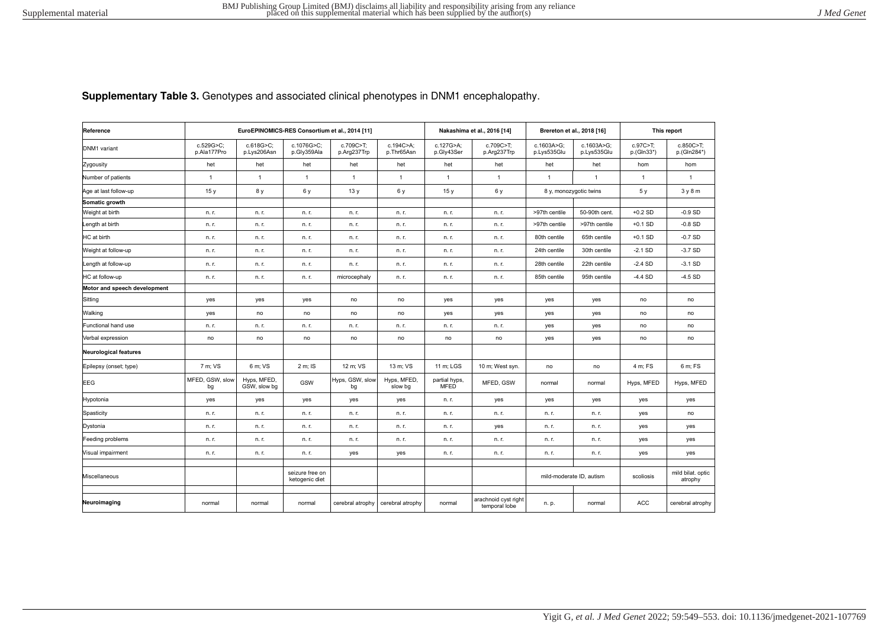**Supplementary Table 3.** Genotypes and associated clinical phenotypes in DNM1 encephalopathy.

| Reference | EuroEPINOMICS-RES Consortium et al., 2014 [11] | | | | | Nakashima et al., 2016 [14] | | Brereton et al., 2018 [16] | | This report | |
|---|---|---|---|---|---|---|---|---|---|---|---|
| DNM1 variant | c.529G>C; p.Ala177Pro | c.618G>C; p.Lys206Asn | c.1076G>C; p.Gly359Ala | c.709C>T; p.Arg237Trp | c.194C>A; p.Thr65Asn | c.127G>A; p.Gly43Ser | c.709C>T; p.Arg237Trp | c.1603A>G; p.Lys535Glu | c.1603A>G; p.Lys535Glu | c.97C>T; p.(Gln33*) | c.850C>T; p.(Gln284*) |
| Zygousity | het | het | het | het | het | het | het | het | het | hom | hom |
| Number of patients | 1 | 1 | 1 | 1 | 1 | 1 | 1 | 1 | 1 | 1 | 1 |
| Age at last follow-up | 15 y | 8 y | 6 y | 13 y | 6 y | 15 y | 6 y | 8 y, monozygotic twins | | 5 y | 3 y 8 m |
| **Somatic growth** | | | | | | | | | | | |
| Weight at birth | n. r. | n. r. | n. r. | n. r. | n. r. | n. r. | n. r. | >97th centile | 50-90th cent. | +0.2 SD | -0.9 SD |
| Length at birth | n. r. | n. r. | n. r. | n. r. | n. r. | n. r. | n. r. | >97th centile | >97th centile | +0.1 SD | -0.8 SD |
| HC at birth | n. r. | n. r. | n. r. | n. r. | n. r. | n. r. | n. r. | 80th centile | 65th centile | +0.1 SD | -0.7 SD |
| Weight at follow-up | n. r. | n. r. | n. r. | n. r. | n. r. | n. r. | n. r. | 24th centile | 30th centile | -2.1 SD | -3.7 SD |
| Length at follow-up | n. r. | n. r. | n. r. | n. r. | n. r. | n. r. | n. r. | 28th centile | 22th centile | -2.4 SD | -3.1 SD |
| HC at follow-up | n. r. | n. r. | n. r. | microcephaly | n. r. | n. r. | n. r. | 85th centile | 95th centile | -4.4 SD | -4.5 SD |
| **Motor and speech development** | | | | | | | | | | | |
| Sitting | yes | yes | yes | no | no | yes | yes | yes | yes | no | no |
| Walking | yes | no | no | no | no | yes | yes | yes | yes | no | no |
| Functional hand use | n. r. | n. r. | n. r. | n. r. | n. r. | n. r. | n. r. | yes | yes | no | no |
| Verbal expression | no | no | no | no | no | no | no | yes | yes | no | no |
| **Neurological features** | | | | | | | | | | | |
| Epilepsy (onset; type) | 7 m; VS | 6 m; VS | 2 m; IS | 12 m; VS | 13 m; VS | 11 m; LGS | 10 m; West syn. | no | no | 4 m; FS | 6 m; FS |
| EEG | MFED, GSW, slow bg | Hyps, MFED, GSW, slow bg | GSW | Hyps, GSW, slow bg | Hyps, MFED, slow bg | partial hyps, MFED | MFED, GSW | normal | normal | Hyps, MFED | Hyps, MFED |
| Hypotonia | yes | yes | yes | yes | yes | n. r. | yes | yes | yes | yes | yes |
| Spasticity | n. r. | n. r. | n. r. | n. r. | n. r. | n. r. | n. r. | n. r. | n. r. | yes | no |
| Dystonia | n. r. | n. r. | n. r. | n. r. | n. r. | n. r. | yes | n. r. | n. r. | yes | yes |
| Feeding problems | n. r. | n. r. | n. r. | n. r. | n. r. | n. r. | n. r. | n. r. | n. r. | yes | yes |
| Visual impairment | n. r. | n. r. | n. r. | yes | yes | n. r. | n. r. | n. r. | n. r. | yes | yes |
| Miscellaneous | | | seizure free on ketogenic diet | | | | | mild-moderate ID, autism | | scoliosis | mild bilat. optic atrophy |
| **Neuroimaging** | normal | normal | normal | cerebral atrophy | cerebral atrophy | normal | arachnoid cyst right temporal lobe | n. p. | normal | ACC | cerebral atrophy |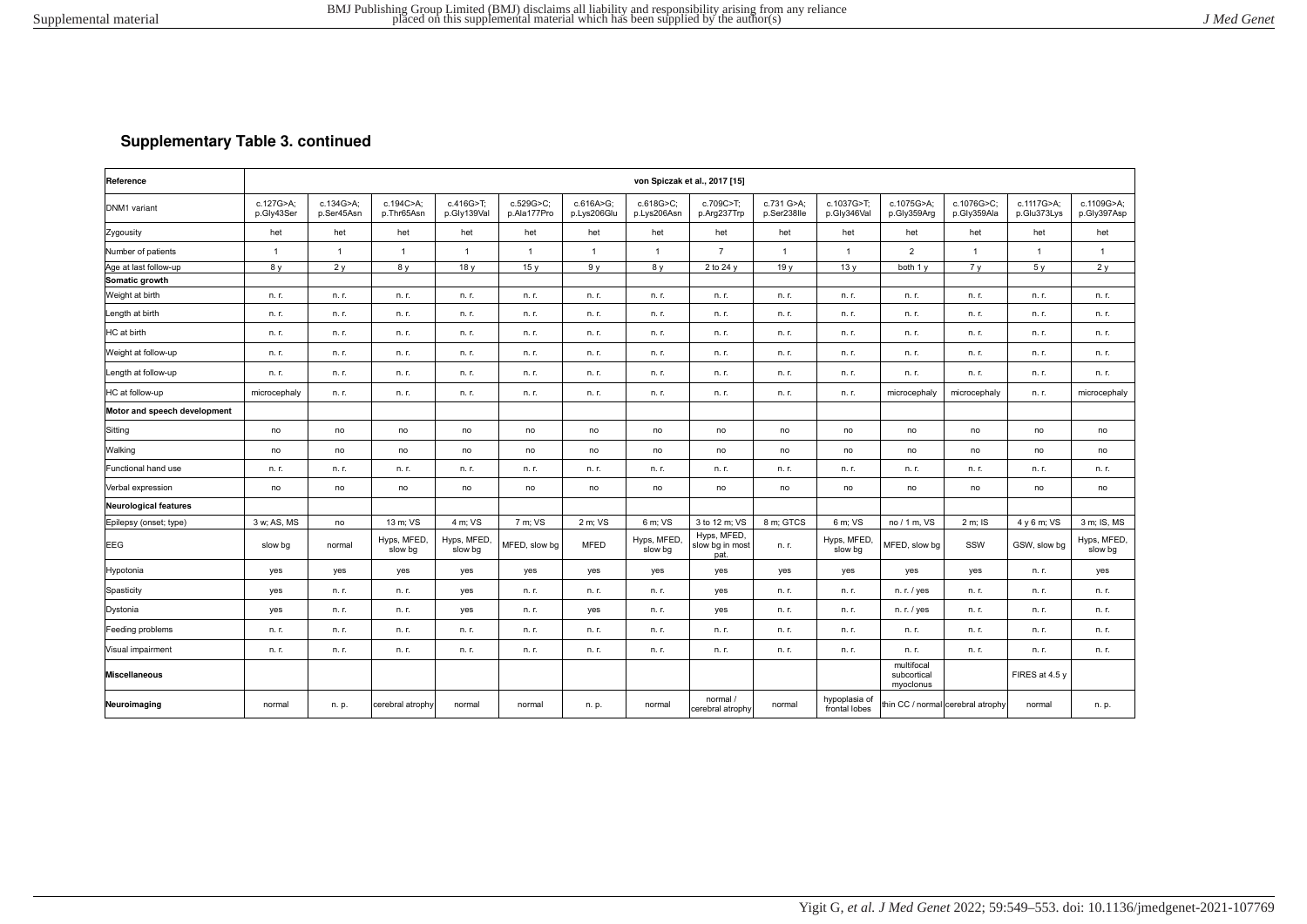### Supplementary Table 3. continued

| Reference | von Spiczak et al., 2017 [15] | | | | | | | | | | | | | |
|---|---|---|---|---|---|---|---|---|---|---|---|---|---|---|
| DNM1 variant | c.127G>A; p.Gly43Ser | c.134G>A; p.Ser45Asn | c.194C>A; p.Thr65Asn | c.416G>T; p.Gly139Val | c.529G>C; p.Ala177Pro | c.616A>G; p.Lys206Glu | c.618G>C; p.Lys206Asn | c.709C>T; p.Arg237Trp | c.731 G>A; p.Ser238Ile | c.1037G>T; p.Gly346Val | c.1075G>A; p.Gly359Arg | c.1076G>C; p.Gly359Ala | c.1117G>A; p.Glu373Lys | c.1109G>A; p.Gly397Asp |
| Zygousity | het | het | het | het | het | het | het | het | het | het | het | het | het | het |
| Number of patients | 1 | 1 | 1 | 1 | 1 | 1 | 1 | 7 | 1 | 1 | 2 | 1 | 1 | 1 |
| Age at last follow-up | 8 y | 2 y | 8 y | 18 y | 15 y | 9 y | 8 y | 2 to 24 y | 19 y | 13 y | both 1 y | 7 y | 5 y | 2 y |
| **Somatic growth** | | | | | | | | | | | | | | |
| Weight at birth | n. r. | n. r. | n. r. | n. r. | n. r. | n. r. | n. r. | n. r. | n. r. | n. r. | n. r. | n. r. | n. r. | n. r. |
| Length at birth | n. r. | n. r. | n. r. | n. r. | n. r. | n. r. | n. r. | n. r. | n. r. | n. r. | n. r. | n. r. | n. r. | n. r. |
| HC at birth | n. r. | n. r. | n. r. | n. r. | n. r. | n. r. | n. r. | n. r. | n. r. | n. r. | n. r. | n. r. | n. r. | n. r. |
| Weight at follow-up | n. r. | n. r. | n. r. | n. r. | n. r. | n. r. | n. r. | n. r. | n. r. | n. r. | n. r. | n. r. | n. r. | n. r. |
| Length at follow-up | n. r. | n. r. | n. r. | n. r. | n. r. | n. r. | n. r. | n. r. | n. r. | n. r. | n. r. | n. r. | n. r. | n. r. |
| HC at follow-up | microcephaly | n. r. | n. r. | n. r. | n. r. | n. r. | n. r. | n. r. | n. r. | n. r. | microcephaly | microcephaly | n. r. | microcephaly |
| **Motor and speech development** | | | | | | | | | | | | | | |
| Sitting | no | no | no | no | no | no | no | no | no | no | no | no | no | no |
| Walking | no | no | no | no | no | no | no | no | no | no | no | no | no | no |
| Functional hand use | n. r. | n. r. | n. r. | n. r. | n. r. | n. r. | n. r. | n. r. | n. r. | n. r. | n. r. | n. r. | n. r. | n. r. |
| Verbal expression | no | no | no | no | no | no | no | no | no | no | no | no | no | no |
| **Neurological features** | | | | | | | | | | | | | | |
| Epilepsy (onset; type) | 3 w; AS, MS | no | 13 m; VS | 4 m; VS | 7 m; VS | 2 m; VS | 6 m; VS | 3 to 12 m; VS | 8 m; GTCS | 6 m; VS | no / 1 m, VS | 2 m; IS | 4 y 6 m; VS | 3 m; IS, MS |
| EEG | slow bg | normal | Hyps, MFED, slow bg | Hyps, MFED, slow bg | MFED, slow bg | MFED | Hyps, MFED, slow bg | Hyps, MFED, slow bg in most pat. | n. r. | Hyps, MFED, slow bg | MFED, slow bg | SSW | GSW, slow bg | Hyps, MFED, slow bg |
| Hypotonia | yes | yes | yes | yes | yes | yes | yes | yes | yes | yes | yes | yes | n. r. | yes |
| Spasticity | yes | n. r. | n. r. | yes | n. r. | n. r. | n. r. | yes | n. r. | n. r. | n. r. / yes | n. r. | n. r. | n. r. |
| Dystonia | yes | n. r. | n. r. | yes | n. r. | yes | n. r. | yes | n. r. | n. r. | n. r. / yes | n. r. | n. r. | n. r. |
| Feeding problems | n. r. | n. r. | n. r. | n. r. | n. r. | n. r. | n. r. | n. r. | n. r. | n. r. | n. r. | n. r. | n. r. | n. r. |
| Visual impairment | n. r. | n. r. | n. r. | n. r. | n. r. | n. r. | n. r. | n. r. | n. r. | n. r. | n. r. | n. r. | n. r. | n. r. |
| **Miscellaneous** | | | | | | | | | | | multifocal subcortical myoclonus | | FIRES at 4.5 y | |
| **Neuroimaging** | normal | n. p. | cerebral atrophy | normal | normal | n. p. | normal | normal / cerebral atrophy | normal | hypoplasia of frontal lobes | thin CC / normal | cerebral atrophy | normal | n. p. |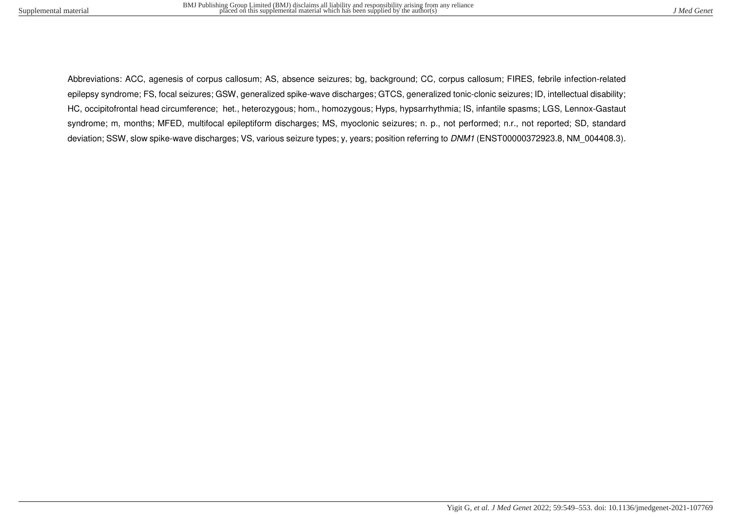Abbreviations: ACC, agenesis of corpus callosum; AS, absence seizures; bg, background; CC, corpus callosum; FIRES, febrile infection-related epilepsy syndrome; FS, focal seizures; GSW, generalized spike-wave discharges; GTCS, generalized tonic-clonic seizures; ID, intellectual disability; HC, occipitofrontal head circumference; het., heterozygous; hom., homozygous; Hyps, hypsarrhythmia; IS, infantile spasms; LGS, Lennox-Gastaut syndrome; m, months; MFED, multifocal epileptiform discharges; MS, myoclonic seizures; n. p., not performed; n.r., not reported; SD, standard deviation; SSW, slow spike-wave discharges; VS, various seizure types; y, years; position referring to *DNM1* (ENST00000372923.8, NM_004408.3).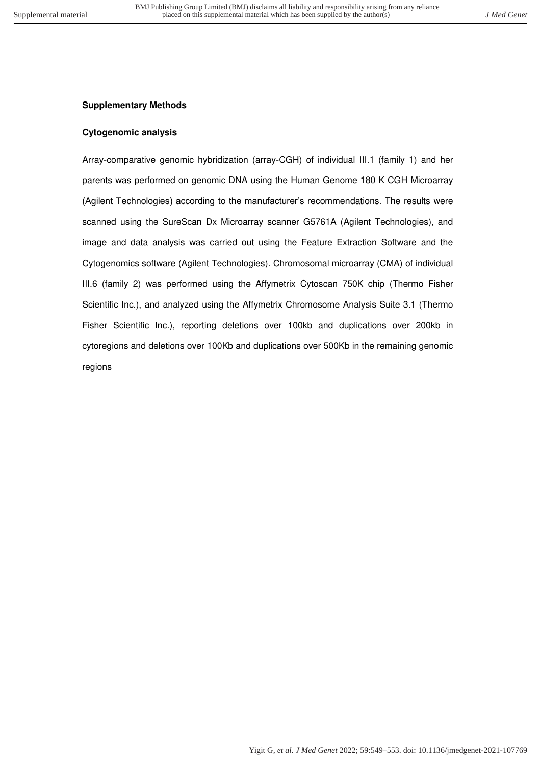**Supplementary Methods**

**Cytogenomic analysis**

Array-comparative genomic hybridization (array-CGH) of individual III.1 (family 1) and her parents was performed on genomic DNA using the Human Genome 180 K CGH Microarray (Agilent Technologies) according to the manufacturer's recommendations. The results were scanned using the SureScan Dx Microarray scanner G5761A (Agilent Technologies), and image and data analysis was carried out using the Feature Extraction Software and the Cytogenomics software (Agilent Technologies). Chromosomal microarray (CMA) of individual III.6 (family 2) was performed using the Affymetrix Cytoscan 750K chip (Thermo Fisher Scientific Inc.), and analyzed using the Affymetrix Chromosome Analysis Suite 3.1 (Thermo Fisher Scientific Inc.), reporting deletions over 100kb and duplications over 200kb in cytoregions and deletions over 100Kb and duplications over 500Kb in the remaining genomic regions